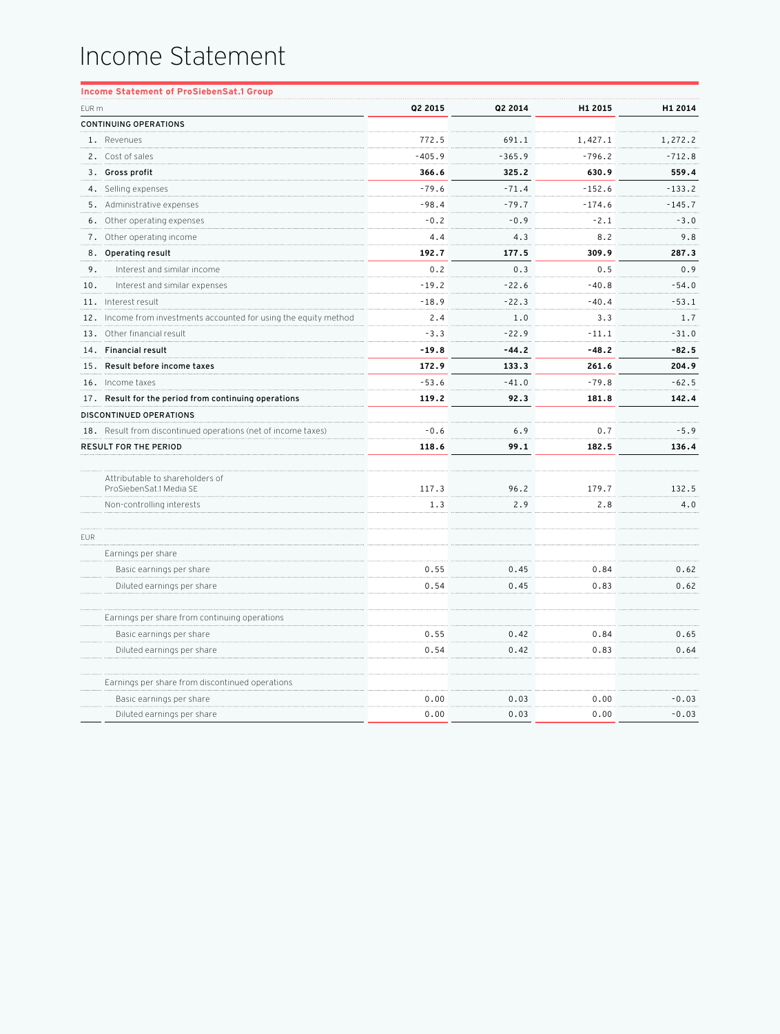# Income Statement

**Income Statement of ProSiebenSat.1 Group**

| EUR m | | Q2 2015 | Q2 2014 | H1 2015 | H1 2014 |
|---|---|---|---|---|---|
| **CONTINUING OPERATIONS** | | | | | |
| 1. | Revenues | 772.5 | 691.1 | 1,427.1 | 1,272.2 |
| 2. | Cost of sales | -405.9 | -365.9 | -796.2 | -712.8 |
| 3. | **Gross profit** | **366.6** | **325.2** | **630.9** | **559.4** |
| 4. | Selling expenses | -79.6 | -71.4 | -152.6 | -133.2 |
| 5. | Administrative expenses | -98.4 | -79.7 | -174.6 | -145.7 |
| 6. | Other operating expenses | -0.2 | -0.9 | -2.1 | -3.0 |
| 7. | Other operating income | 4.4 | 4.3 | 8.2 | 9.8 |
| 8. | **Operating result** | **192.7** | **177.5** | **309.9** | **287.3** |
| 9. | Interest and similar income | 0.2 | 0.3 | 0.5 | 0.9 |
| 10. | Interest and similar expenses | -19.2 | -22.6 | -40.8 | -54.0 |
| 11. | Interest result | -18.9 | -22.3 | -40.4 | -53.1 |
| 12. | Income from investments accounted for using the equity method | 2.4 | 1.0 | 3.3 | 1.7 |
| 13. | Other financial result | -3.3 | -22.9 | -11.1 | -31.0 |
| 14. | **Financial result** | **-19.8** | **-44.2** | **-48.2** | **-82.5** |
| 15. | **Result before income taxes** | **172.9** | **133.3** | **261.6** | **204.9** |
| 16. | Income taxes | -53.6 | -41.0 | -79.8 | -62.5 |
| 17. | **Result for the period from continuing operations** | **119.2** | **92.3** | **181.8** | **142.4** |
| **DISCONTINUED OPERATIONS** | | | | | |
| 18. | Result from discontinued operations (net of income taxes) | -0.6 | 6.9 | 0.7 | -5.9 |
| **RESULT FOR THE PERIOD** | | **118.6** | **99.1** | **182.5** | **136.4** |
| | | | | | |
| | Attributable to shareholders of ProSiebenSat.1 Media SE | 117.3 | 96.2 | 179.7 | 132.5 |
| | Non-controlling interests | 1.3 | 2.9 | 2.8 | 4.0 |
| | | | | | |
| EUR | | | | | |
| | Earnings per share | | | | |
| | Basic earnings per share | 0.55 | 0.45 | 0.84 | 0.62 |
| | Diluted earnings per share | 0.54 | 0.45 | 0.83 | 0.62 |
| | | | | | |
| | Earnings per share from continuing operations | | | | |
| | Basic earnings per share | 0.55 | 0.42 | 0.84 | 0.65 |
| | Diluted earnings per share | 0.54 | 0.42 | 0.83 | 0.64 |
| | | | | | |
| | Earnings per share from discontinued operations | | | | |
| | Basic earnings per share | 0.00 | 0.03 | 0.00 | -0.03 |
| | Diluted earnings per share | 0.00 | 0.03 | 0.00 | -0.03 |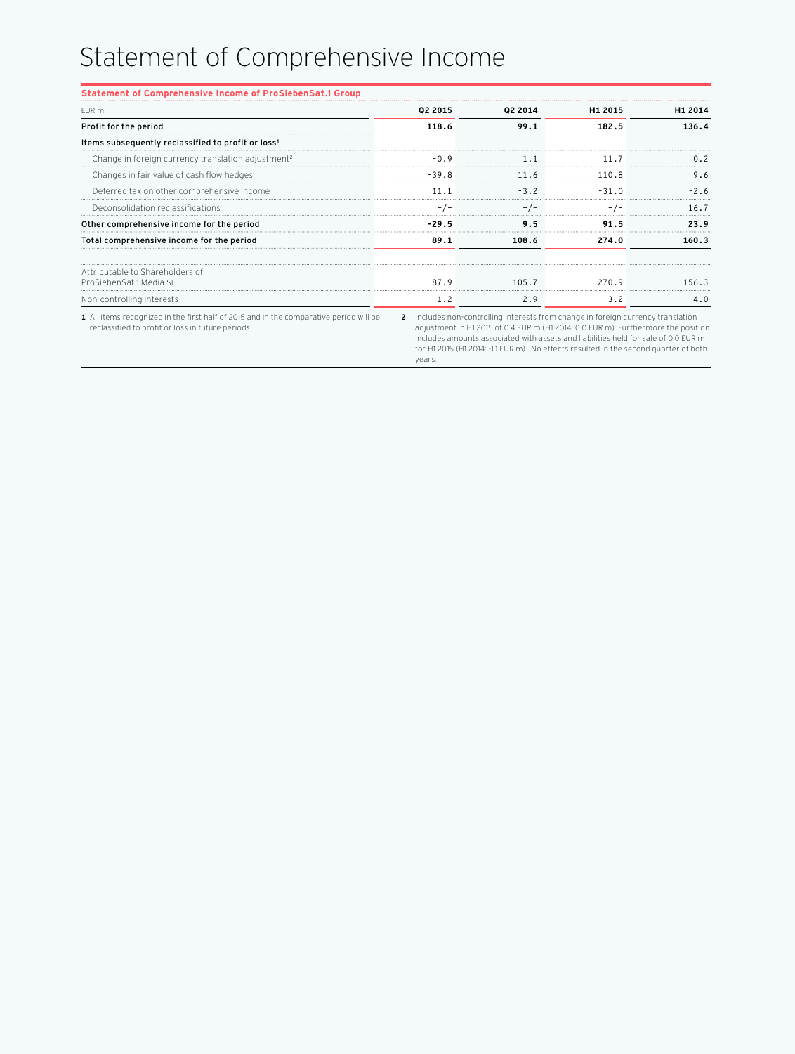# Statement of Comprehensive Income

**Statement of Comprehensive Income of ProSiebenSat.1 Group**

| EUR m | Q2 2015 | Q2 2014 | H1 2015 | H1 2014 |
|---|---|---|---|---|
| **Profit for the period** | **118.6** | **99.1** | **182.5** | **136.4** |
| **Items subsequently reclassified to profit or loss[1]** | | | | |
| Change in foreign currency translation adjustment[2] | -0.9 | 1.1 | 11.7 | 0.2 |
| Changes in fair value of cash flow hedges | -39.8 | 11.6 | 110.8 | 9.6 |
| Deferred tax on other comprehensive income | 11.1 | -3.2 | -31.0 | -2.6 |
| Deconsolidation reclassifications | -/- | -/- | -/- | 16.7 |
| **Other comprehensive income for the period** | **-29.5** | **9.5** | **91.5** | **23.9** |
| **Total comprehensive income for the period** | **89.1** | **108.6** | **274.0** | **160.3** |
| | | | | |
| Attributable to Shareholders of ProSiebenSat.1 Media SE | 87.9 | 105.7 | 270.9 | 156.3 |
| Non-controlling interests | 1.2 | 2.9 | 3.2 | 4.0 |

**1** All items recognized in the first half of 2015 and in the comparative period will be reclassified to profit or loss in future periods.

**2** Includes non-controlling interests from change in foreign currency translation adjustment in H1 2015 of 0.4 EUR m (H1 2014: 0.0 EUR m). Furthermore the position includes amounts associated with assets and liabilities held for sale of 0.0 EUR m for H1 2015 (H1 2014: -1.1 EUR m). No effects resulted in the second quarter of both years.